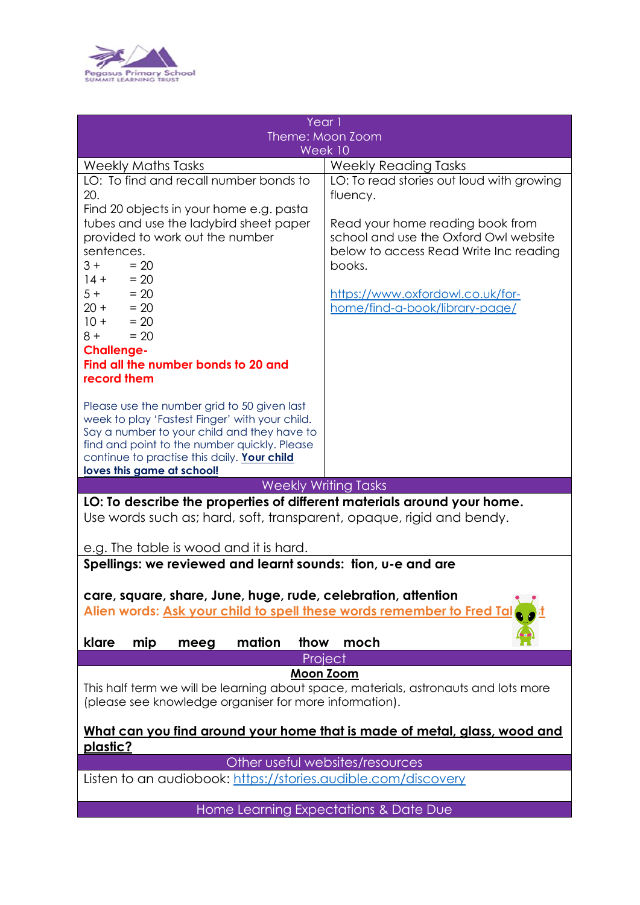Pegasus Primary School
SUMMIT LEARNING TRUST

## Year 1
## Theme: Moon Zoom
## Week 10

| Weekly Maths Tasks | Weekly Reading Tasks |
|---|---|
| LO: To find and recall number bonds to 20.<br>Find 20 objects in your home e.g. pasta tubes and use the ladybird sheet paper provided to work out the number sentences.<br>3 + = 20<br>14 + = 20<br>5 + = 20<br>20 + = 20<br>10 + = 20<br>8 + = 20<br>**Challenge-**<br>**Find all the number bonds to 20 and record them**<br><br>Please use the number grid to 50 given last week to play 'Fastest Finger' with your child. Say a number to your child and they have to find and point to the number quickly. Please continue to practise this daily. **Your child loves this game at school!** | LO: To read stories out loud with growing fluency.<br><br>Read your home reading book from school and use the Oxford Owl website below to access Read Write Inc reading books.<br><br>https://www.oxfordowl.co.uk/for-home/find-a-book/library-page/ |

### Weekly Writing Tasks

**LO: To describe the properties of different materials around your home.**
Use words such as; hard, soft, transparent, opaque, rigid and bendy.

e.g. The table is wood and it is hard.

**Spellings: we reviewed and learnt sounds: tion, u-e and are**

**care, square, share, June, huge, rude, celebration, attention**
**Alien words: Ask your child to spell these words remember to Fred Talk it**

**klare mip meeg mation thow moch**

### Project

**Moon Zoom**
This half term we will be learning about space, materials, astronauts and lots more (please see knowledge organiser for more information).

**What can you find around your home that is made of metal, glass, wood and plastic?**

### Other useful websites/resources

Listen to an audiobook: https://stories.audible.com/discovery

### Home Learning Expectations & Date Due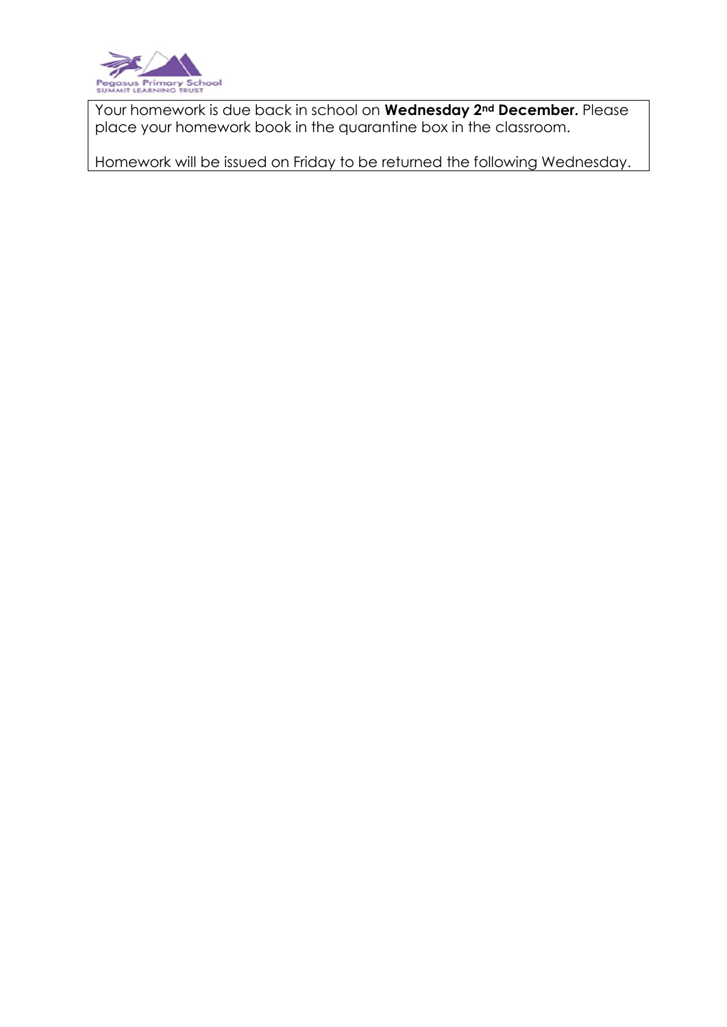Your homework is due back in school on **Wednesday 2nd December.** Please place your homework book in the quarantine box in the classroom.

Homework will be issued on Friday to be returned the following Wednesday.